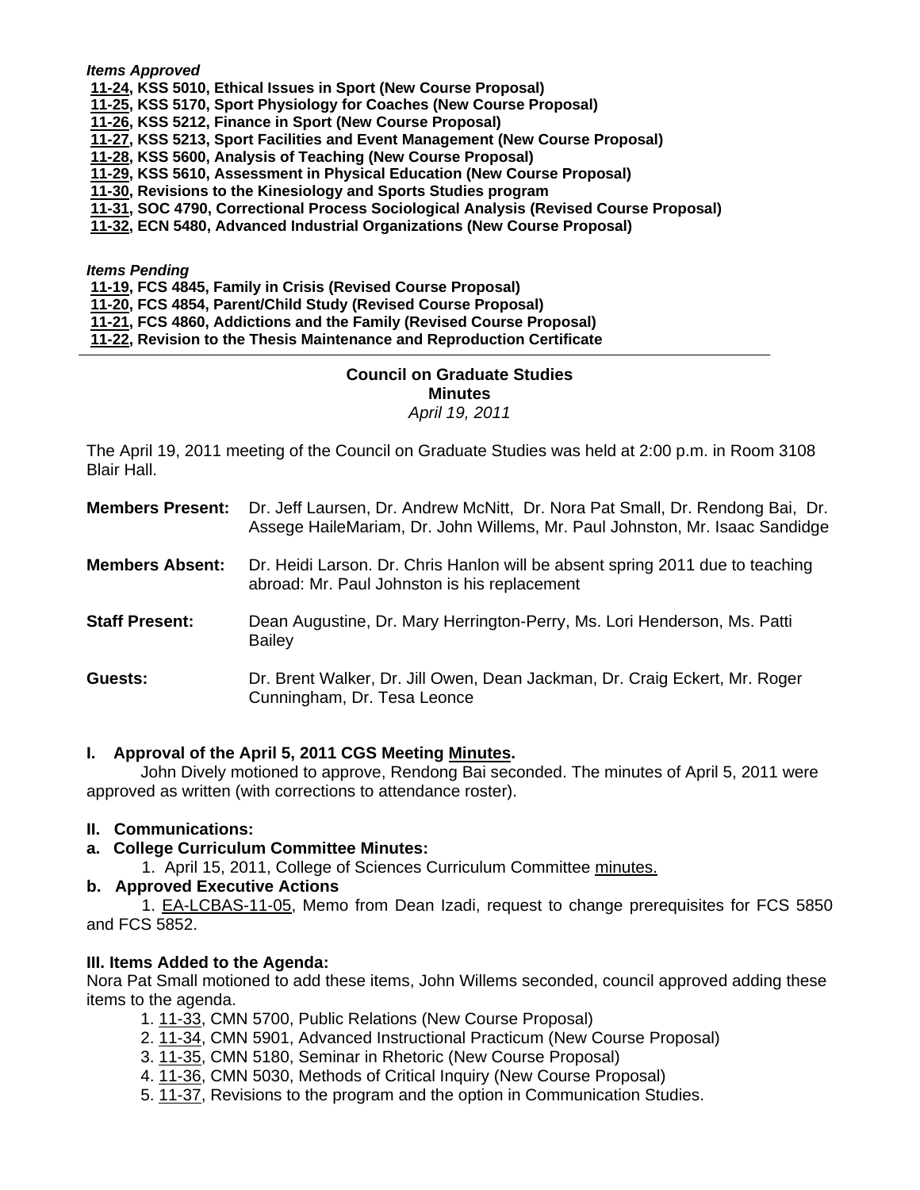*Items Approved*

**11-24, KSS 5010, Ethical Issues in Sport (New Course Proposal)**
**11-25, KSS 5170, Sport Physiology for Coaches (New Course Proposal)**
**11-26, KSS 5212, Finance in Sport (New Course Proposal)**
**11-27, KSS 5213, Sport Facilities and Event Management (New Course Proposal)**
**11-28, KSS 5600, Analysis of Teaching (New Course Proposal)**
**11-29, KSS 5610, Assessment in Physical Education (New Course Proposal)**
**11-30, Revisions to the Kinesiology and Sports Studies program**
**11-31, SOC 4790, Correctional Process Sociological Analysis (Revised Course Proposal)**
**11-32, ECN 5480, Advanced Industrial Organizations (New Course Proposal)**

*Items Pending*

**11-19, FCS 4845, Family in Crisis (Revised Course Proposal)**
**11-20, FCS 4854, Parent/Child Study (Revised Course Proposal)**
**11-21, FCS 4860, Addictions and the Family (Revised Course Proposal)**
**11-22, Revision to the Thesis Maintenance and Reproduction Certificate**

---

**Council on Graduate Studies**
**Minutes**
*April 19, 2011*

The April 19, 2011 meeting of the Council on Graduate Studies was held at 2:00 p.m. in Room 3108 Blair Hall.

**Members Present:** Dr. Jeff Laursen, Dr. Andrew McNitt, Dr. Nora Pat Small, Dr. Rendong Bai, Dr. Assege HaileMariam, Dr. John Willems, Mr. Paul Johnston, Mr. Isaac Sandidge

**Members Absent:** Dr. Heidi Larson. Dr. Chris Hanlon will be absent spring 2011 due to teaching abroad: Mr. Paul Johnston is his replacement

**Staff Present:** Dean Augustine, Dr. Mary Herrington-Perry, Ms. Lori Henderson, Ms. Patti Bailey

**Guests:** Dr. Brent Walker, Dr. Jill Owen, Dean Jackman, Dr. Craig Eckert, Mr. Roger Cunningham, Dr. Tesa Leonce

**I. Approval of the April 5, 2011 CGS Meeting Minutes.**

John Dively motioned to approve, Rendong Bai seconded. The minutes of April 5, 2011 were approved as written (with corrections to attendance roster).

**II. Communications:**

**a. College Curriculum Committee Minutes:**

1. April 15, 2011, College of Sciences Curriculum Committee minutes.

**b. Approved Executive Actions**

1. EA-LCBAS-11-05, Memo from Dean Izadi, request to change prerequisites for FCS 5850 and FCS 5852.

**III. Items Added to the Agenda:**

Nora Pat Small motioned to add these items, John Willems seconded, council approved adding these items to the agenda.

1. 11-33, CMN 5700, Public Relations (New Course Proposal)
2. 11-34, CMN 5901, Advanced Instructional Practicum (New Course Proposal)
3. 11-35, CMN 5180, Seminar in Rhetoric (New Course Proposal)
4. 11-36, CMN 5030, Methods of Critical Inquiry (New Course Proposal)
5. 11-37, Revisions to the program and the option in Communication Studies.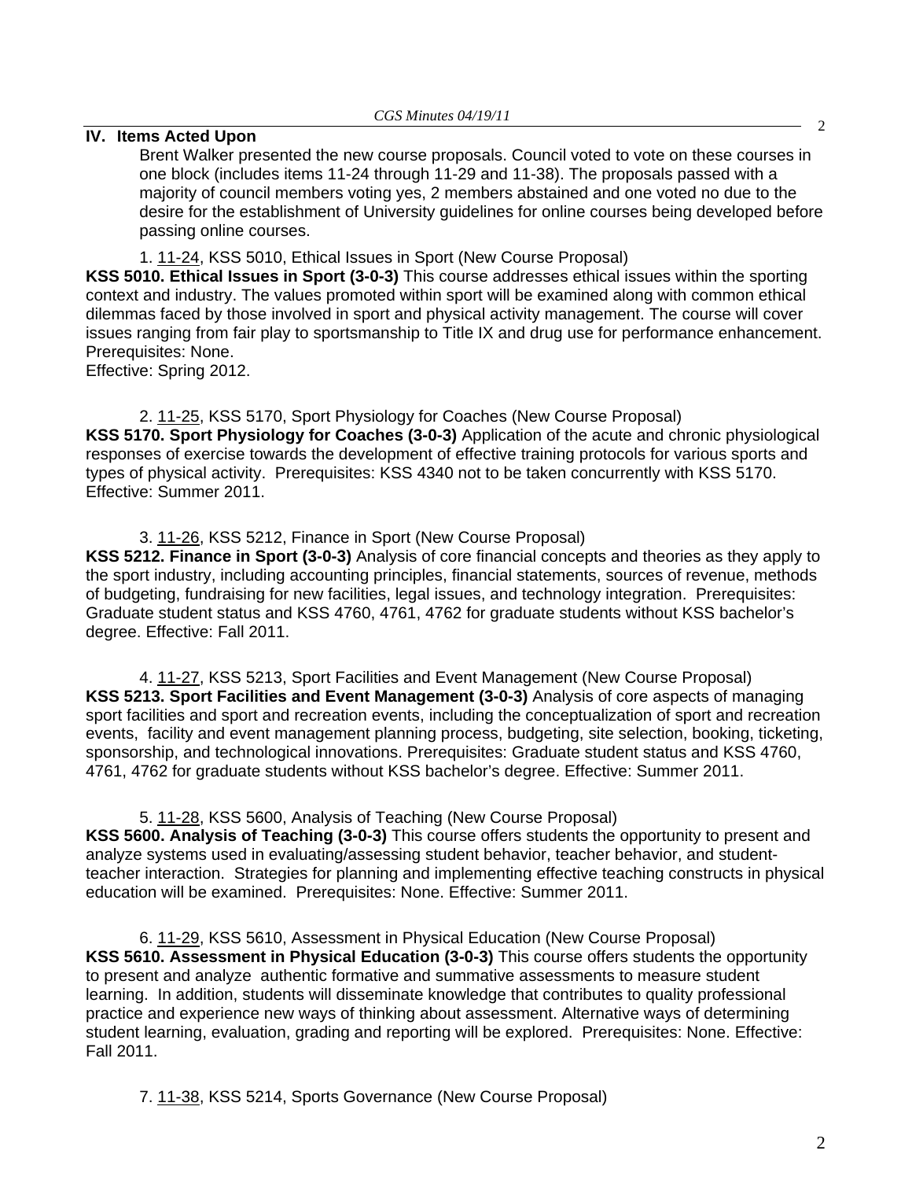## IV. Items Acted Upon

Brent Walker presented the new course proposals. Council voted to vote on these courses in one block (includes items 11-24 through 11-29 and 11-38). The proposals passed with a majority of council members voting yes, 2 members abstained and one voted no due to the desire for the establishment of University guidelines for online courses being developed before passing online courses.

1. 11-24, KSS 5010, Ethical Issues in Sport (New Course Proposal)

**KSS 5010. Ethical Issues in Sport (3-0-3)** This course addresses ethical issues within the sporting context and industry. The values promoted within sport will be examined along with common ethical dilemmas faced by those involved in sport and physical activity management. The course will cover issues ranging from fair play to sportsmanship to Title IX and drug use for performance enhancement. Prerequisites: None.
Effective: Spring 2012.

2. 11-25, KSS 5170, Sport Physiology for Coaches (New Course Proposal)

**KSS 5170. Sport Physiology for Coaches (3-0-3)** Application of the acute and chronic physiological responses of exercise towards the development of effective training protocols for various sports and types of physical activity. Prerequisites: KSS 4340 not to be taken concurrently with KSS 5170. Effective: Summer 2011.

3. 11-26, KSS 5212, Finance in Sport (New Course Proposal)

**KSS 5212. Finance in Sport (3-0-3)** Analysis of core financial concepts and theories as they apply to the sport industry, including accounting principles, financial statements, sources of revenue, methods of budgeting, fundraising for new facilities, legal issues, and technology integration. Prerequisites: Graduate student status and KSS 4760, 4761, 4762 for graduate students without KSS bachelor's degree. Effective: Fall 2011.

4. 11-27, KSS 5213, Sport Facilities and Event Management (New Course Proposal)

**KSS 5213. Sport Facilities and Event Management (3-0-3)** Analysis of core aspects of managing sport facilities and sport and recreation events, including the conceptualization of sport and recreation events, facility and event management planning process, budgeting, site selection, booking, ticketing, sponsorship, and technological innovations. Prerequisites: Graduate student status and KSS 4760, 4761, 4762 for graduate students without KSS bachelor's degree. Effective: Summer 2011.

5. 11-28, KSS 5600, Analysis of Teaching (New Course Proposal)

**KSS 5600. Analysis of Teaching (3-0-3)** This course offers students the opportunity to present and analyze systems used in evaluating/assessing student behavior, teacher behavior, and student-teacher interaction. Strategies for planning and implementing effective teaching constructs in physical education will be examined. Prerequisites: None. Effective: Summer 2011.

6. 11-29, KSS 5610, Assessment in Physical Education (New Course Proposal)

**KSS 5610. Assessment in Physical Education (3-0-3)** This course offers students the opportunity to present and analyze authentic formative and summative assessments to measure student learning. In addition, students will disseminate knowledge that contributes to quality professional practice and experience new ways of thinking about assessment. Alternative ways of determining student learning, evaluation, grading and reporting will be explored. Prerequisites: None. Effective: Fall 2011.

7. 11-38, KSS 5214, Sports Governance (New Course Proposal)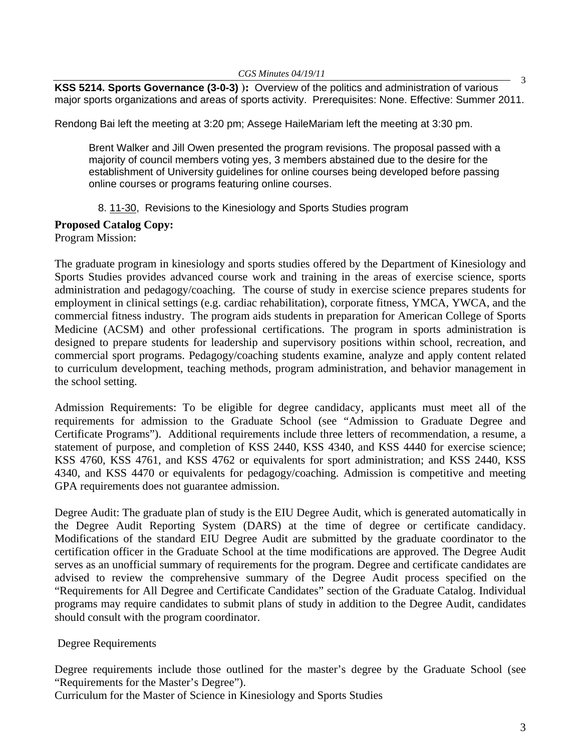**KSS 5214. Sports Governance (3-0-3) ):** Overview of the politics and administration of various major sports organizations and areas of sports activity. Prerequisites: None. Effective: Summer 2011.

Rendong Bai left the meeting at 3:20 pm; Assege HaileMariam left the meeting at 3:30 pm.

> Brent Walker and Jill Owen presented the program revisions. The proposal passed with a majority of council members voting yes, 3 members abstained due to the desire for the establishment of University guidelines for online courses being developed before passing online courses or programs featuring online courses.

8. 11-30, Revisions to the Kinesiology and Sports Studies program

**Proposed Catalog Copy:**

Program Mission:

The graduate program in kinesiology and sports studies offered by the Department of Kinesiology and Sports Studies provides advanced course work and training in the areas of exercise science, sports administration and pedagogy/coaching. The course of study in exercise science prepares students for employment in clinical settings (e.g. cardiac rehabilitation), corporate fitness, YMCA, YWCA, and the commercial fitness industry. The program aids students in preparation for American College of Sports Medicine (ACSM) and other professional certifications. The program in sports administration is designed to prepare students for leadership and supervisory positions within school, recreation, and commercial sport programs. Pedagogy/coaching students examine, analyze and apply content related to curriculum development, teaching methods, program administration, and behavior management in the school setting.

Admission Requirements: To be eligible for degree candidacy, applicants must meet all of the requirements for admission to the Graduate School (see "Admission to Graduate Degree and Certificate Programs"). Additional requirements include three letters of recommendation, a resume, a statement of purpose, and completion of KSS 2440, KSS 4340, and KSS 4440 for exercise science; KSS 4760, KSS 4761, and KSS 4762 or equivalents for sport administration; and KSS 2440, KSS 4340, and KSS 4470 or equivalents for pedagogy/coaching. Admission is competitive and meeting GPA requirements does not guarantee admission.

Degree Audit: The graduate plan of study is the EIU Degree Audit, which is generated automatically in the Degree Audit Reporting System (DARS) at the time of degree or certificate candidacy. Modifications of the standard EIU Degree Audit are submitted by the graduate coordinator to the certification officer in the Graduate School at the time modifications are approved. The Degree Audit serves as an unofficial summary of requirements for the program. Degree and certificate candidates are advised to review the comprehensive summary of the Degree Audit process specified on the "Requirements for All Degree and Certificate Candidates" section of the Graduate Catalog. Individual programs may require candidates to submit plans of study in addition to the Degree Audit, candidates should consult with the program coordinator.

Degree Requirements

Degree requirements include those outlined for the master's degree by the Graduate School (see "Requirements for the Master's Degree").

Curriculum for the Master of Science in Kinesiology and Sports Studies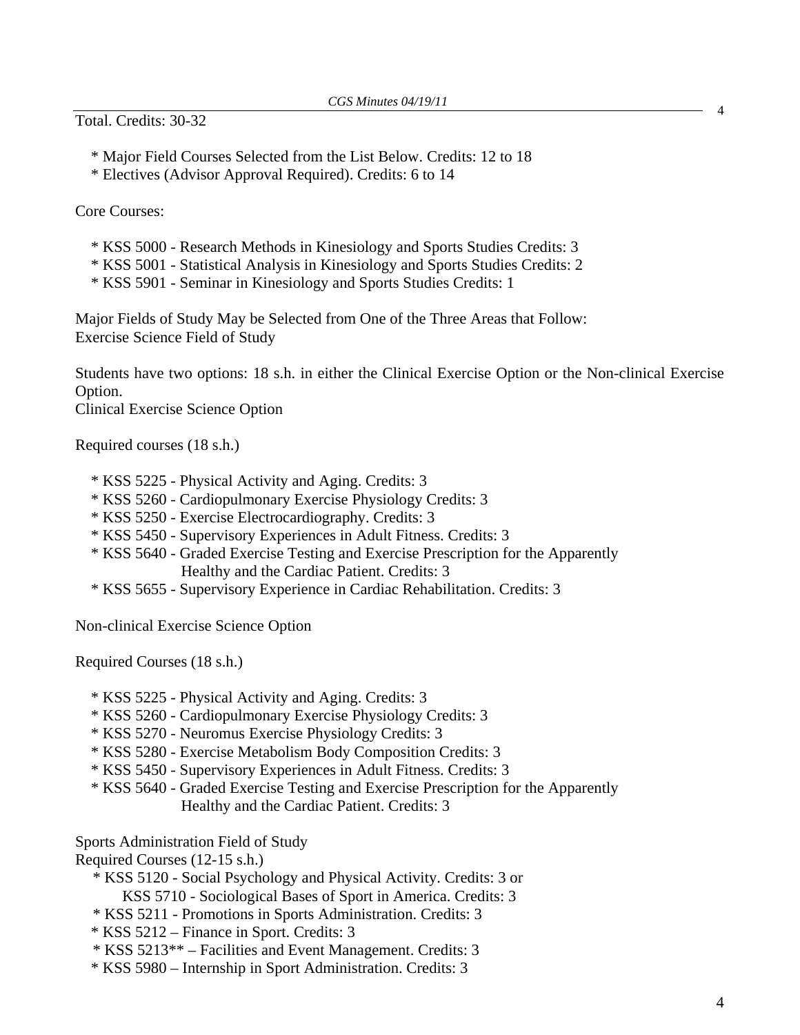Total. Credits: 30-32

* Major Field Courses Selected from the List Below. Credits: 12 to 18
* Electives (Advisor Approval Required). Credits: 6 to 14

Core Courses:

* KSS 5000 - Research Methods in Kinesiology and Sports Studies Credits: 3
* KSS 5001 - Statistical Analysis in Kinesiology and Sports Studies Credits: 2
* KSS 5901 - Seminar in Kinesiology and Sports Studies Credits: 1

Major Fields of Study May be Selected from One of the Three Areas that Follow:
Exercise Science Field of Study

Students have two options: 18 s.h. in either the Clinical Exercise Option or the Non-clinical Exercise Option.
Clinical Exercise Science Option

Required courses (18 s.h.)

* KSS 5225 - Physical Activity and Aging. Credits: 3
* KSS 5260 - Cardiopulmonary Exercise Physiology Credits: 3
* KSS 5250 - Exercise Electrocardiography. Credits: 3
* KSS 5450 - Supervisory Experiences in Adult Fitness. Credits: 3
* KSS 5640 - Graded Exercise Testing and Exercise Prescription for the Apparently Healthy and the Cardiac Patient. Credits: 3
* KSS 5655 - Supervisory Experience in Cardiac Rehabilitation. Credits: 3

Non-clinical Exercise Science Option

Required Courses (18 s.h.)

* KSS 5225 - Physical Activity and Aging. Credits: 3
* KSS 5260 - Cardiopulmonary Exercise Physiology Credits: 3
* KSS 5270 - Neuromus Exercise Physiology Credits: 3
* KSS 5280 - Exercise Metabolism Body Composition Credits: 3
* KSS 5450 - Supervisory Experiences in Adult Fitness. Credits: 3
* KSS 5640 - Graded Exercise Testing and Exercise Prescription for the Apparently Healthy and the Cardiac Patient. Credits: 3

Sports Administration Field of Study
Required Courses (12-15 s.h.)

* KSS 5120 - Social Psychology and Physical Activity. Credits: 3 or
  KSS 5710 - Sociological Bases of Sport in America. Credits: 3
* KSS 5211 - Promotions in Sports Administration. Credits: 3
* KSS 5212 – Finance in Sport. Credits: 3
* KSS 5213** – Facilities and Event Management. Credits: 3
* KSS 5980 – Internship in Sport Administration. Credits: 3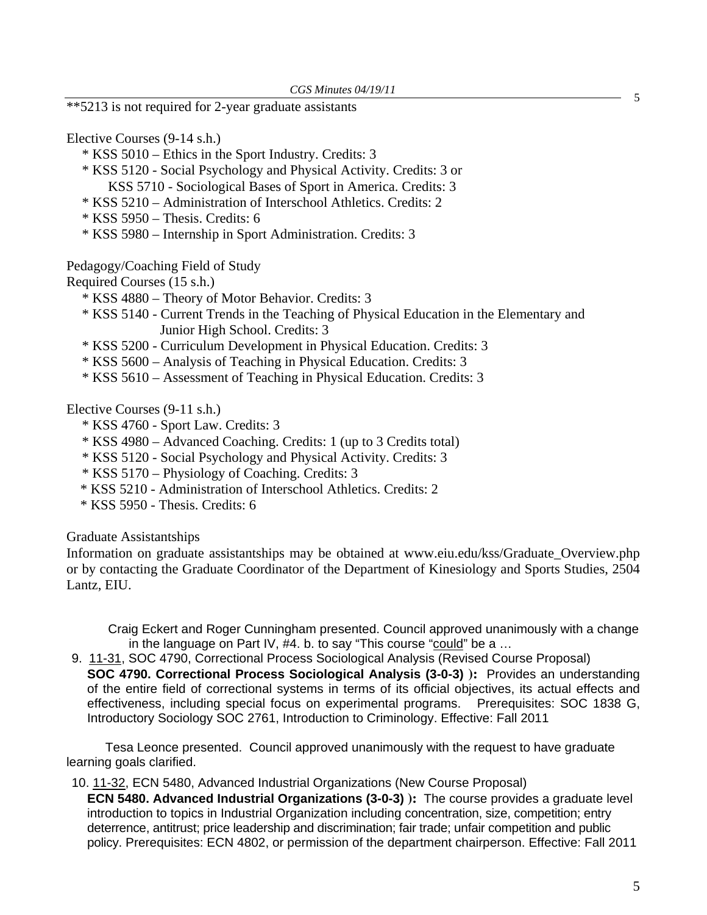**5213 is not required for 2-year graduate assistants

Elective Courses (9-14 s.h.)

* KSS 5010 – Ethics in the Sport Industry. Credits: 3
* KSS 5120 - Social Psychology and Physical Activity. Credits: 3 or
  KSS 5710 - Sociological Bases of Sport in America. Credits: 3
* KSS 5210 – Administration of Interschool Athletics. Credits: 2
* KSS 5950 – Thesis. Credits: 6
* KSS 5980 – Internship in Sport Administration. Credits: 3

Pedagogy/Coaching Field of Study

Required Courses (15 s.h.)

* KSS 4880 – Theory of Motor Behavior. Credits: 3
* KSS 5140 - Current Trends in the Teaching of Physical Education in the Elementary and Junior High School. Credits: 3
* KSS 5200 - Curriculum Development in Physical Education. Credits: 3
* KSS 5600 – Analysis of Teaching in Physical Education. Credits: 3
* KSS 5610 – Assessment of Teaching in Physical Education. Credits: 3

Elective Courses (9-11 s.h.)

* KSS 4760 - Sport Law. Credits: 3
* KSS 4980 – Advanced Coaching. Credits: 1 (up to 3 Credits total)
* KSS 5120 - Social Psychology and Physical Activity. Credits: 3
* KSS 5170 – Physiology of Coaching. Credits: 3
* KSS 5210 - Administration of Interschool Athletics. Credits: 2
* KSS 5950 - Thesis. Credits: 6

Graduate Assistantships

Information on graduate assistantships may be obtained at www.eiu.edu/kss/Graduate_Overview.php or by contacting the Graduate Coordinator of the Department of Kinesiology and Sports Studies, 2504 Lantz, EIU.

Craig Eckert and Roger Cunningham presented. Council approved unanimously with a change in the language on Part IV, #4. b. to say "This course "could" be a …

9. 11-31, SOC 4790, Correctional Process Sociological Analysis (Revised Course Proposal)
   **SOC 4790. Correctional Process Sociological Analysis (3-0-3) ):** Provides an understanding of the entire field of correctional systems in terms of its official objectives, its actual effects and effectiveness, including special focus on experimental programs. Prerequisites: SOC 1838 G, Introductory Sociology SOC 2761, Introduction to Criminology. Effective: Fall 2011

Tesa Leonce presented. Council approved unanimously with the request to have graduate learning goals clarified.

10. 11-32, ECN 5480, Advanced Industrial Organizations (New Course Proposal)
    **ECN 5480. Advanced Industrial Organizations (3-0-3) ):** The course provides a graduate level introduction to topics in Industrial Organization including concentration, size, competition; entry deterrence, antitrust; price leadership and discrimination; fair trade; unfair competition and public policy. Prerequisites: ECN 4802, or permission of the department chairperson. Effective: Fall 2011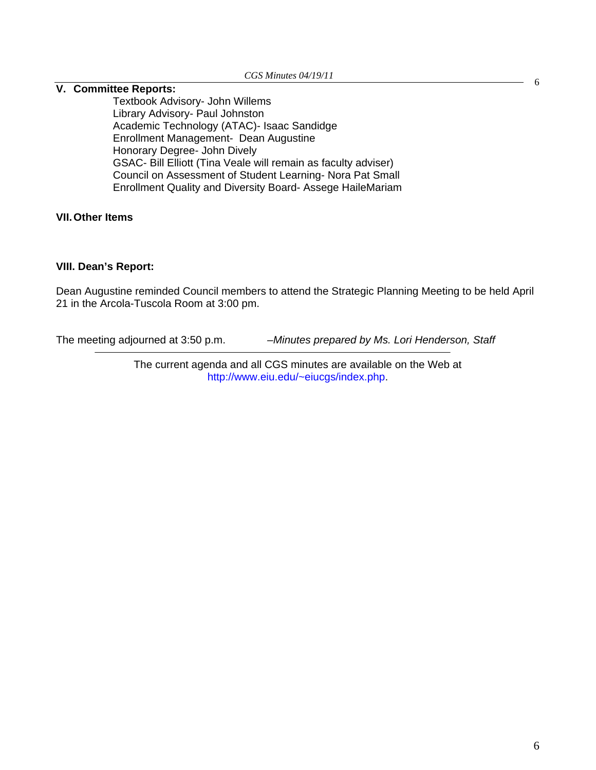**V. Committee Reports:**

Textbook Advisory- John Willems
Library Advisory- Paul Johnston
Academic Technology (ATAC)- Isaac Sandidge
Enrollment Management- Dean Augustine
Honorary Degree- John Dively
GSAC- Bill Elliott (Tina Veale will remain as faculty adviser)
Council on Assessment of Student Learning- Nora Pat Small
Enrollment Quality and Diversity Board- Assege HaileMariam

**VII. Other Items**

**VIII. Dean's Report:**

Dean Augustine reminded Council members to attend the Strategic Planning Meeting to be held April 21 in the Arcola-Tuscola Room at 3:00 pm.

The meeting adjourned at 3:50 p.m. *–Minutes prepared by Ms. Lori Henderson, Staff*

---

The current agenda and all CGS minutes are available on the Web at http://www.eiu.edu/~eiucgs/index.php.